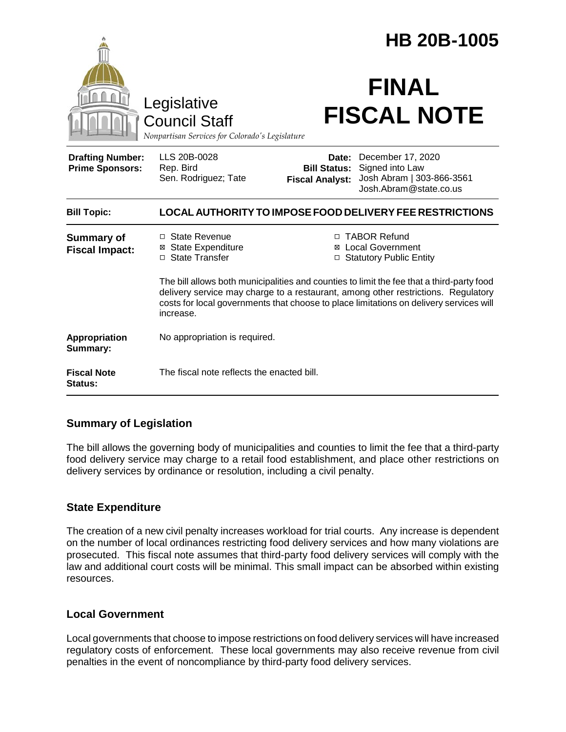# HB 20B-1005

Legislative Council Staff

*Nonpartisan Services for Colorado's Legislature*

# FINAL FISCAL NOTE

| | | | |
|---|---|---|---|
| **Drafting Number:** | LLS 20B-0028 | **Date:** | December 17, 2020 |
| **Prime Sponsors:** | Rep. Bird<br>Sen. Rodriguez; Tate | **Bill Status:** | Signed into Law |
| | | **Fiscal Analyst:** | Josh Abram \| 303-866-3561<br>Josh.Abram@state.co.us |

| | |
|---|---|
| **Bill Topic:** | **LOCAL AUTHORITY TO IMPOSE FOOD DELIVERY FEE RESTRICTIONS** |
| **Summary of Fiscal Impact:** | ☐ State Revenue<br>☒ State Expenditure<br>☐ State Transfer<br>☐ TABOR Refund<br>☒ Local Government<br>☐ Statutory Public Entity<br><br>The bill allows both municipalities and counties to limit the fee that a third-party food delivery service may charge to a restaurant, among other restrictions. Regulatory costs for local governments that choose to place limitations on delivery services will increase. |
| **Appropriation Summary:** | No appropriation is required. |
| **Fiscal Note Status:** | The fiscal note reflects the enacted bill. |

## Summary of Legislation

The bill allows the governing body of municipalities and counties to limit the fee that a third-party food delivery service may charge to a retail food establishment, and place other restrictions on delivery services by ordinance or resolution, including a civil penalty.

## State Expenditure

The creation of a new civil penalty increases workload for trial courts. Any increase is dependent on the number of local ordinances restricting food delivery services and how many violations are prosecuted. This fiscal note assumes that third-party food delivery services will comply with the law and additional court costs will be minimal. This small impact can be absorbed within existing resources.

## Local Government

Local governments that choose to impose restrictions on food delivery services will have increased regulatory costs of enforcement. These local governments may also receive revenue from civil penalties in the event of noncompliance by third-party food delivery services.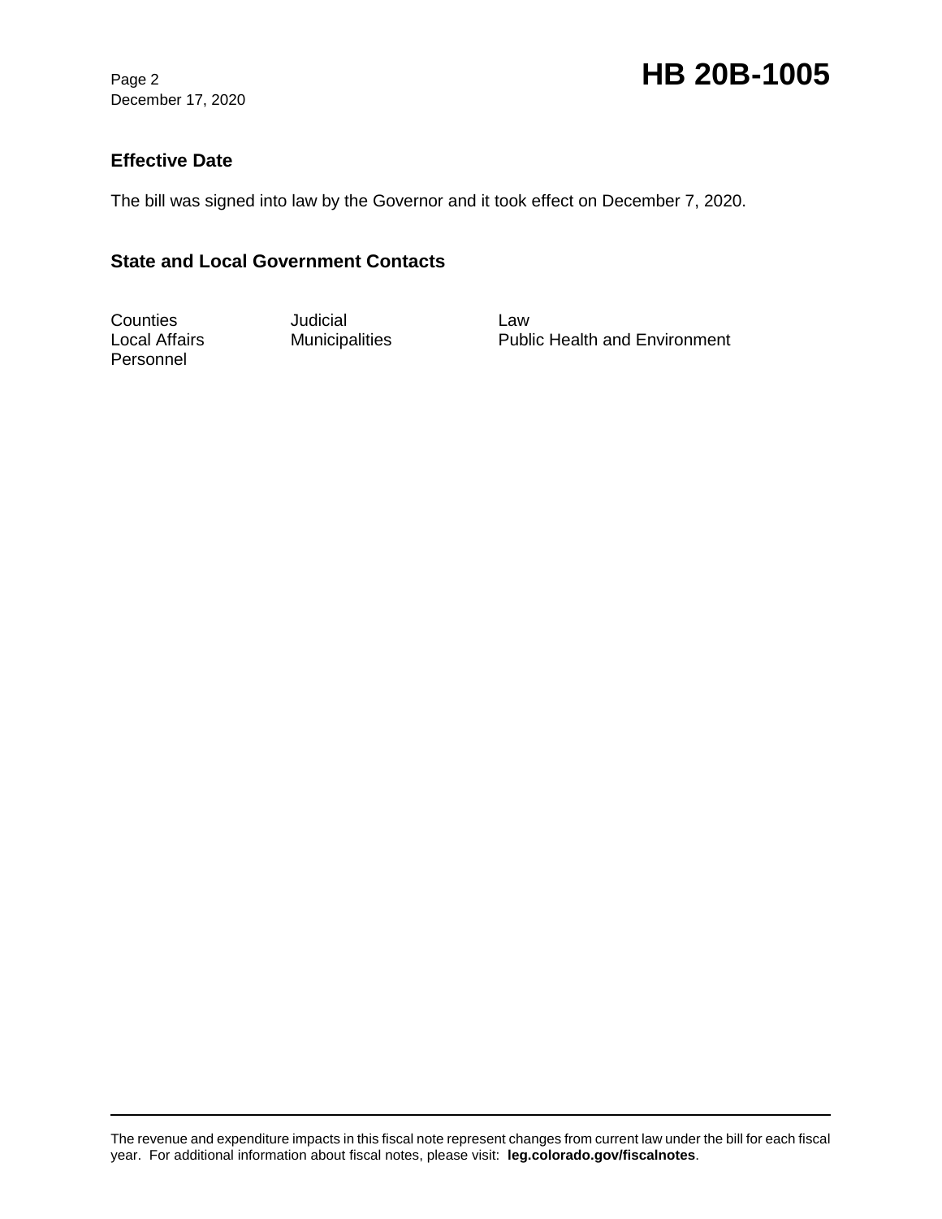## Effective Date

The bill was signed into law by the Governor and it took effect on December 7, 2020.

## State and Local Government Contacts

| | | |
|---|---|---|
| Counties | Judicial | Law |
| Local Affairs | Municipalities | Public Health and Environment |
| Personnel | | |

The revenue and expenditure impacts in this fiscal note represent changes from current law under the bill for each fiscal year. For additional information about fiscal notes, please visit: **leg.colorado.gov/fiscalnotes**.